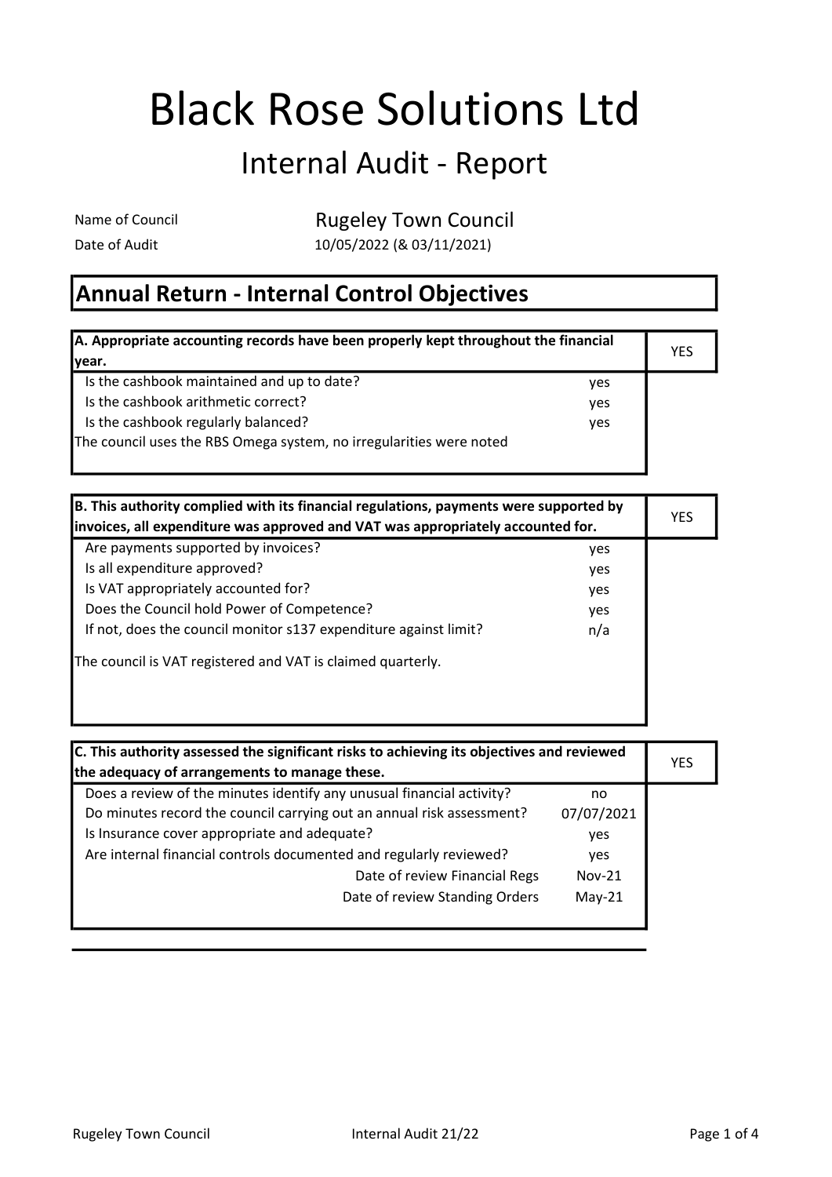# Black Rose Solutions Ltd

## Internal Audit - Report

Name of Council: Rugeley Town Council

Date of Audit: 10/05/2022 (& 03/11/2021)

## Annual Return - Internal Control Objectives

| A. Appropriate accounting records have been properly kept throughout the financial year. | | YES |
|---|---|---|
| Is the cashbook maintained and up to date? | yes | |
| Is the cashbook arithmetic correct? | yes | |
| Is the cashbook regularly balanced? | yes | |
| The council uses the RBS Omega system, no irregularities were noted | | |

| B. This authority complied with its financial regulations, payments were supported by invoices, all expenditure was approved and VAT was appropriately accounted for. | | YES |
|---|---|---|
| Are payments supported by invoices? | yes | |
| Is all expenditure approved? | yes | |
| Is VAT appropriately accounted for? | yes | |
| Does the Council hold Power of Competence? | yes | |
| If not, does the council monitor s137 expenditure against limit? | n/a | |
| The council is VAT registered and VAT is claimed quarterly. | | |

| C. This authority assessed the significant risks to achieving its objectives and reviewed the adequacy of arrangements to manage these. | | YES |
|---|---|---|
| Does a review of the minutes identify any unusual financial activity? | no | |
| Do minutes record the council carrying out an annual risk assessment? | 07/07/2021 | |
| Is Insurance cover appropriate and adequate? | yes | |
| Are internal financial controls documented and regularly reviewed? | yes | |
| Date of review Financial Regs | Nov-21 | |
| Date of review Standing Orders | May-21 | |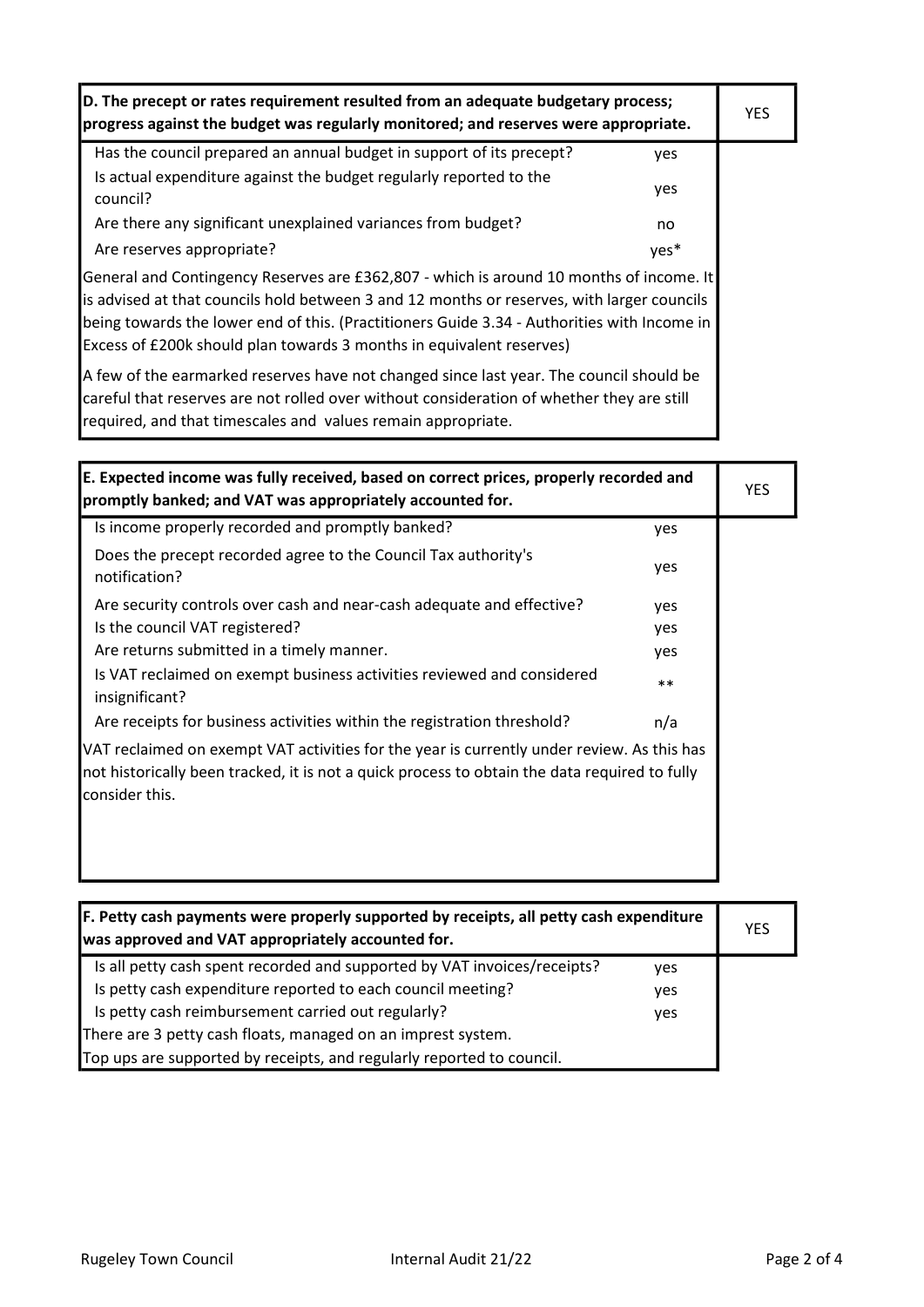| D. The precept or rates requirement resulted from an adequate budgetary process; progress against the budget was regularly monitored; and reserves were appropriate. | | YES |
|---|---|---|
| Has the council prepared an annual budget in support of its precept? | yes | |
| Is actual expenditure against the budget regularly reported to the council? | yes | |
| Are there any significant unexplained variances from budget? | no | |
| Are reserves appropriate? | yes* | |

General and Contingency Reserves are £362,807 - which is around 10 months of income. It is advised at that councils hold between 3 and 12 months or reserves, with larger councils being towards the lower end of this. (Practitioners Guide 3.34 - Authorities with Income in Excess of £200k should plan towards 3 months in equivalent reserves)

A few of the earmarked reserves have not changed since last year. The council should be careful that reserves are not rolled over without consideration of whether they are still required, and that timescales and values remain appropriate.

| E. Expected income was fully received, based on correct prices, properly recorded and promptly banked; and VAT was appropriately accounted for. | | YES |
|---|---|---|
| Is income properly recorded and promptly banked? | yes | |
| Does the precept recorded agree to the Council Tax authority's notification? | yes | |
| Are security controls over cash and near-cash adequate and effective? | yes | |
| Is the council VAT registered? | yes | |
| Are returns submitted in a timely manner. | yes | |
| Is VAT reclaimed on exempt business activities reviewed and considered insignificant? | ** | |
| Are receipts for business activities within the registration threshold? | n/a | |

VAT reclaimed on exempt VAT activities for the year is currently under review. As this has not historically been tracked, it is not a quick process to obtain the data required to fully consider this.

| F. Petty cash payments were properly supported by receipts, all petty cash expenditure was approved and VAT appropriately accounted for. | | YES |
|---|---|---|
| Is all petty cash spent recorded and supported by VAT invoices/receipts? | yes | |
| Is petty cash expenditure reported to each council meeting? | yes | |
| Is petty cash reimbursement carried out regularly? | yes | |

There are 3 petty cash floats, managed on an imprest system.

Top ups are supported by receipts, and regularly reported to council.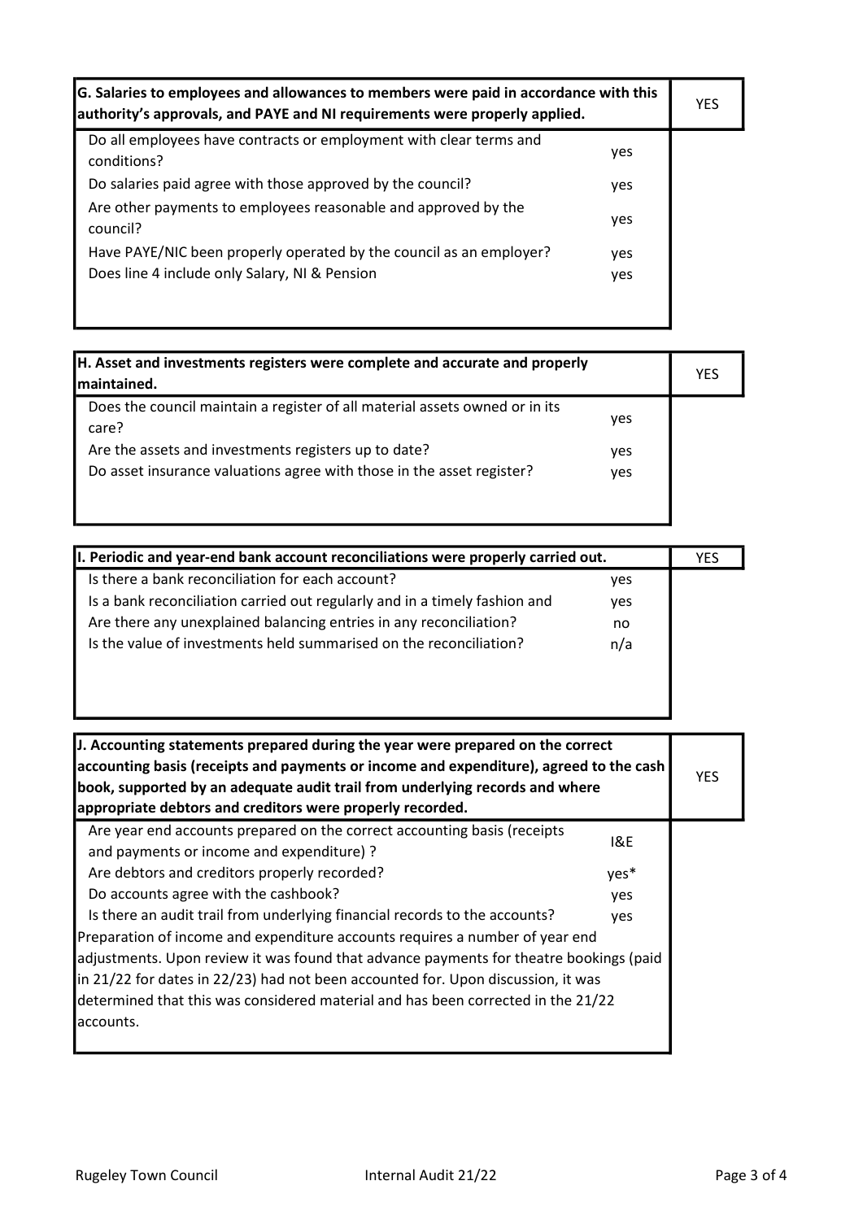| G. Salaries to employees and allowances to members were paid in accordance with this authority's approvals, and PAYE and NI requirements were properly applied. | | YES |
|---|---|---|
| Do all employees have contracts or employment with clear terms and conditions? | yes | |
| Do salaries paid agree with those approved by the council? | yes | |
| Are other payments to employees reasonable and approved by the council? | yes | |
| Have PAYE/NIC been properly operated by the council as an employer? | yes | |
| Does line 4 include only Salary, NI & Pension | yes | |

| H. Asset and investments registers were complete and accurate and properly maintained. | | YES |
|---|---|---|
| Does the council maintain a register of all material assets owned or in its care? | yes | |
| Are the assets and investments registers up to date? | yes | |
| Do asset insurance valuations agree with those in the asset register? | yes | |

| I. Periodic and year-end bank account reconciliations were properly carried out. | | YES |
|---|---|---|
| Is there a bank reconciliation for each account? | yes | |
| Is a bank reconciliation carried out regularly and in a timely fashion and | yes | |
| Are there any unexplained balancing entries in any reconciliation? | no | |
| Is the value of investments held summarised on the reconciliation? | n/a | |

| J. Accounting statements prepared during the year were prepared on the correct accounting basis (receipts and payments or income and expenditure), agreed to the cash book, supported by an adequate audit trail from underlying records and where appropriate debtors and creditors were properly recorded. | | YES |
|---|---|---|
| Are year end accounts prepared on the correct accounting basis (receipts and payments or income and expenditure) ? | I&E | |
| Are debtors and creditors properly recorded? | yes* | |
| Do accounts agree with the cashbook? | yes | |
| Is there an audit trail from underlying financial records to the accounts? | yes | |

Preparation of income and expenditure accounts requires a number of year end adjustments. Upon review it was found that advance payments for theatre bookings (paid in 21/22 for dates in 22/23) had not been accounted for. Upon discussion, it was determined that this was considered material and has been corrected in the 21/22 accounts.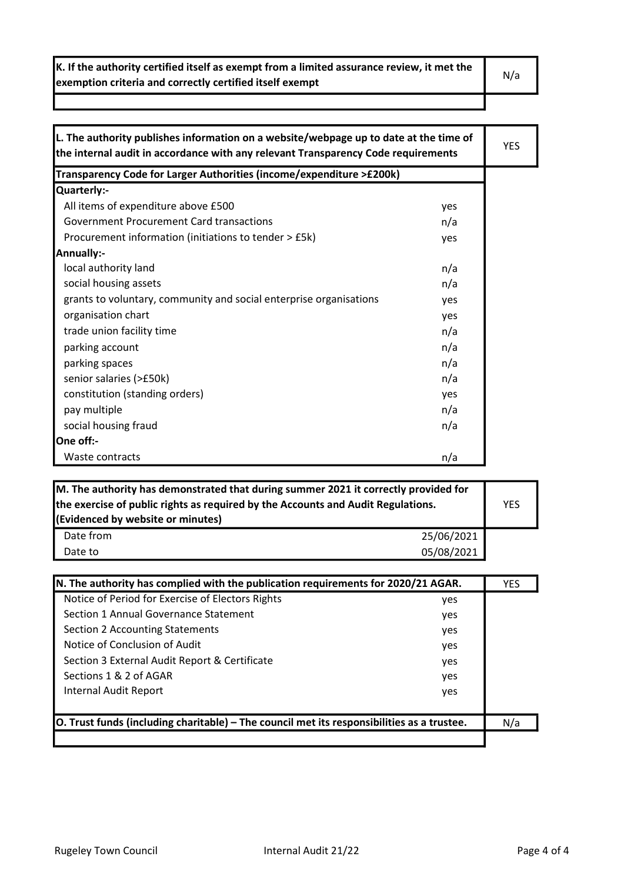| | |
|---|---|
| **K. If the authority certified itself as exempt from a limited assurance review, it met the exemption criteria and correctly certified itself exempt** | N/a |

| | | |
|---|---|---|
| **L. The authority publishes information on a website/webpage up to date at the time of the internal audit in accordance with any relevant Transparency Code requirements** | | YES |
| **Transparency Code for Larger Authorities (income/expenditure >£200k)** | | |
| **Quarterly:-** | | |
| All items of expenditure above £500 | yes | |
| Government Procurement Card transactions | n/a | |
| Procurement information (initiations to tender > £5k) | yes | |
| **Annually:-** | | |
| local authority land | n/a | |
| social housing assets | n/a | |
| grants to voluntary, community and social enterprise organisations | yes | |
| organisation chart | yes | |
| trade union facility time | n/a | |
| parking account | n/a | |
| parking spaces | n/a | |
| senior salaries (>£50k) | n/a | |
| constitution (standing orders) | yes | |
| pay multiple | n/a | |
| social housing fraud | n/a | |
| **One off:-** | | |
| Waste contracts | n/a | |

| | | |
|---|---|---|
| **M. The authority has demonstrated that during summer 2021 it correctly provided for the exercise of public rights as required by the Accounts and Audit Regulations. (Evidenced by website or minutes)** | | YES |
| Date from | 25/06/2021 | |
| Date to | 05/08/2021 | |

| | | |
|---|---|---|
| **N. The authority has complied with the publication requirements for 2020/21 AGAR.** | | YES |
| Notice of Period for Exercise of Electors Rights | yes | |
| Section 1 Annual Governance Statement | yes | |
| Section 2 Accounting Statements | yes | |
| Notice of Conclusion of Audit | yes | |
| Section 3 External Audit Report & Certificate | yes | |
| Sections 1 & 2 of AGAR | yes | |
| Internal Audit Report | yes | |

| | |
|---|---|
| **O. Trust funds (including charitable) – The council met its responsibilities as a trustee.** | N/a |